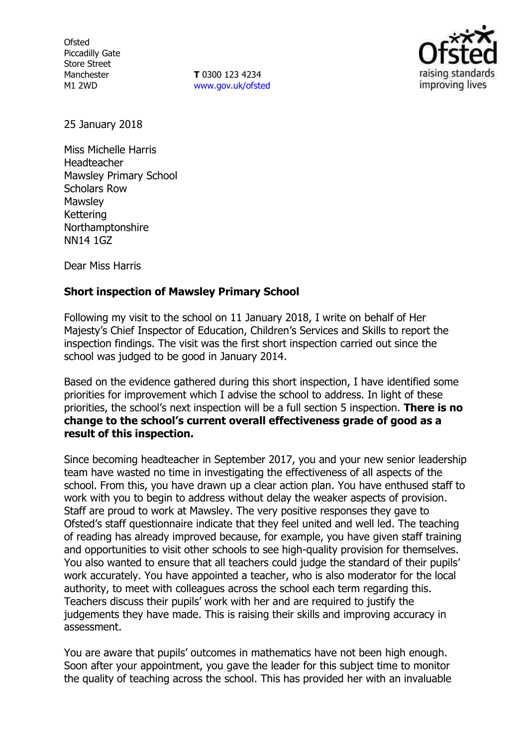Ofsted
Piccadilly Gate
Store Street
Manchester
M1 2WD

**T** 0300 123 4234
www.gov.uk/ofsted

25 January 2018

Miss Michelle Harris
Headteacher
Mawsley Primary School
Scholars Row
Mawsley
Kettering
Northamptonshire
NN14 1GZ

Dear Miss Harris

**Short inspection of Mawsley Primary School**

Following my visit to the school on 11 January 2018, I write on behalf of Her Majesty's Chief Inspector of Education, Children's Services and Skills to report the inspection findings. The visit was the first short inspection carried out since the school was judged to be good in January 2014.

Based on the evidence gathered during this short inspection, I have identified some priorities for improvement which I advise the school to address. In light of these priorities, the school's next inspection will be a full section 5 inspection. **There is no change to the school's current overall effectiveness grade of good as a result of this inspection.**

Since becoming headteacher in September 2017, you and your new senior leadership team have wasted no time in investigating the effectiveness of all aspects of the school. From this, you have drawn up a clear action plan. You have enthused staff to work with you to begin to address without delay the weaker aspects of provision. Staff are proud to work at Mawsley. The very positive responses they gave to Ofsted's staff questionnaire indicate that they feel united and well led. The teaching of reading has already improved because, for example, you have given staff training and opportunities to visit other schools to see high-quality provision for themselves. You also wanted to ensure that all teachers could judge the standard of their pupils' work accurately. You have appointed a teacher, who is also moderator for the local authority, to meet with colleagues across the school each term regarding this. Teachers discuss their pupils' work with her and are required to justify the judgements they have made. This is raising their skills and improving accuracy in assessment.

You are aware that pupils' outcomes in mathematics have not been high enough. Soon after your appointment, you gave the leader for this subject time to monitor the quality of teaching across the school. This has provided her with an invaluable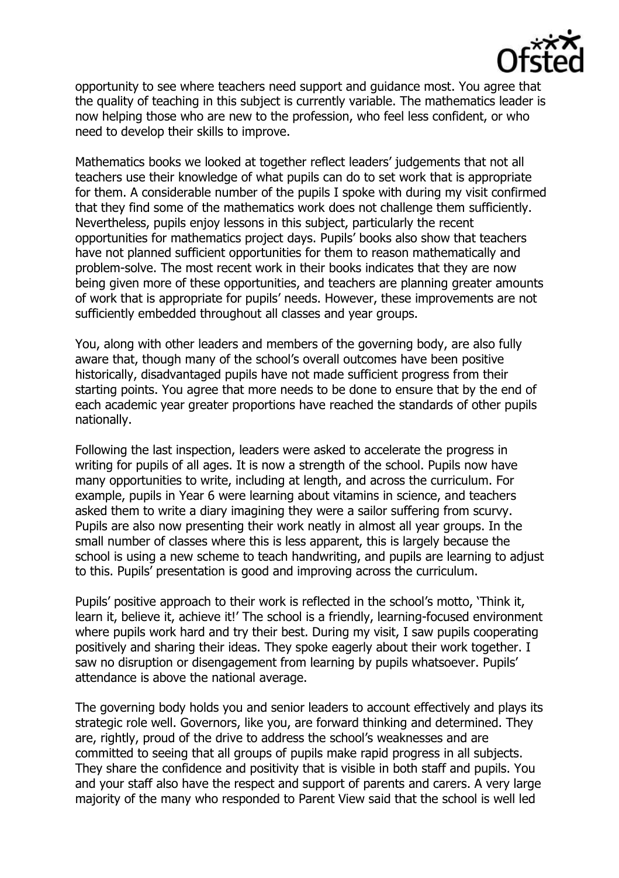opportunity to see where teachers need support and guidance most. You agree that the quality of teaching in this subject is currently variable. The mathematics leader is now helping those who are new to the profession, who feel less confident, or who need to develop their skills to improve.

Mathematics books we looked at together reflect leaders' judgements that not all teachers use their knowledge of what pupils can do to set work that is appropriate for them. A considerable number of the pupils I spoke with during my visit confirmed that they find some of the mathematics work does not challenge them sufficiently. Nevertheless, pupils enjoy lessons in this subject, particularly the recent opportunities for mathematics project days. Pupils' books also show that teachers have not planned sufficient opportunities for them to reason mathematically and problem-solve. The most recent work in their books indicates that they are now being given more of these opportunities, and teachers are planning greater amounts of work that is appropriate for pupils' needs. However, these improvements are not sufficiently embedded throughout all classes and year groups.

You, along with other leaders and members of the governing body, are also fully aware that, though many of the school's overall outcomes have been positive historically, disadvantaged pupils have not made sufficient progress from their starting points. You agree that more needs to be done to ensure that by the end of each academic year greater proportions have reached the standards of other pupils nationally.

Following the last inspection, leaders were asked to accelerate the progress in writing for pupils of all ages. It is now a strength of the school. Pupils now have many opportunities to write, including at length, and across the curriculum. For example, pupils in Year 6 were learning about vitamins in science, and teachers asked them to write a diary imagining they were a sailor suffering from scurvy. Pupils are also now presenting their work neatly in almost all year groups. In the small number of classes where this is less apparent, this is largely because the school is using a new scheme to teach handwriting, and pupils are learning to adjust to this. Pupils' presentation is good and improving across the curriculum.

Pupils' positive approach to their work is reflected in the school's motto, 'Think it, learn it, believe it, achieve it!' The school is a friendly, learning-focused environment where pupils work hard and try their best. During my visit, I saw pupils cooperating positively and sharing their ideas. They spoke eagerly about their work together. I saw no disruption or disengagement from learning by pupils whatsoever. Pupils' attendance is above the national average.

The governing body holds you and senior leaders to account effectively and plays its strategic role well. Governors, like you, are forward thinking and determined. They are, rightly, proud of the drive to address the school's weaknesses and are committed to seeing that all groups of pupils make rapid progress in all subjects. They share the confidence and positivity that is visible in both staff and pupils. You and your staff also have the respect and support of parents and carers. A very large majority of the many who responded to Parent View said that the school is well led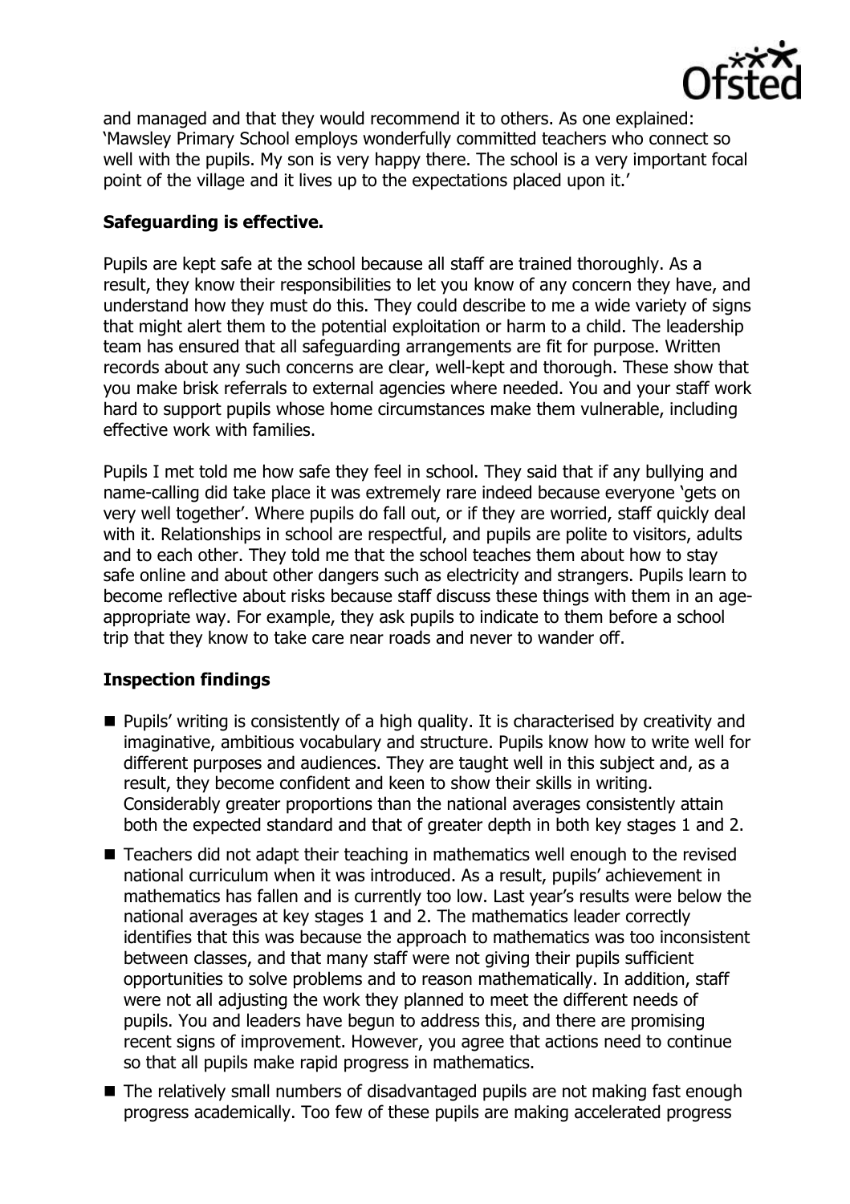and managed and that they would recommend it to others. As one explained: 'Mawsley Primary School employs wonderfully committed teachers who connect so well with the pupils. My son is very happy there. The school is a very important focal point of the village and it lives up to the expectations placed upon it.'

**Safeguarding is effective.**

Pupils are kept safe at the school because all staff are trained thoroughly. As a result, they know their responsibilities to let you know of any concern they have, and understand how they must do this. They could describe to me a wide variety of signs that might alert them to the potential exploitation or harm to a child. The leadership team has ensured that all safeguarding arrangements are fit for purpose. Written records about any such concerns are clear, well-kept and thorough. These show that you make brisk referrals to external agencies where needed. You and your staff work hard to support pupils whose home circumstances make them vulnerable, including effective work with families.

Pupils I met told me how safe they feel in school. They said that if any bullying and name-calling did take place it was extremely rare indeed because everyone 'gets on very well together'. Where pupils do fall out, or if they are worried, staff quickly deal with it. Relationships in school are respectful, and pupils are polite to visitors, adults and to each other. They told me that the school teaches them about how to stay safe online and about other dangers such as electricity and strangers. Pupils learn to become reflective about risks because staff discuss these things with them in an age-appropriate way. For example, they ask pupils to indicate to them before a school trip that they know to take care near roads and never to wander off.

**Inspection findings**

- Pupils' writing is consistently of a high quality. It is characterised by creativity and imaginative, ambitious vocabulary and structure. Pupils know how to write well for different purposes and audiences. They are taught well in this subject and, as a result, they become confident and keen to show their skills in writing. Considerably greater proportions than the national averages consistently attain both the expected standard and that of greater depth in both key stages 1 and 2.
- Teachers did not adapt their teaching in mathematics well enough to the revised national curriculum when it was introduced. As a result, pupils' achievement in mathematics has fallen and is currently too low. Last year's results were below the national averages at key stages 1 and 2. The mathematics leader correctly identifies that this was because the approach to mathematics was too inconsistent between classes, and that many staff were not giving their pupils sufficient opportunities to solve problems and to reason mathematically. In addition, staff were not all adjusting the work they planned to meet the different needs of pupils. You and leaders have begun to address this, and there are promising recent signs of improvement. However, you agree that actions need to continue so that all pupils make rapid progress in mathematics.
- The relatively small numbers of disadvantaged pupils are not making fast enough progress academically. Too few of these pupils are making accelerated progress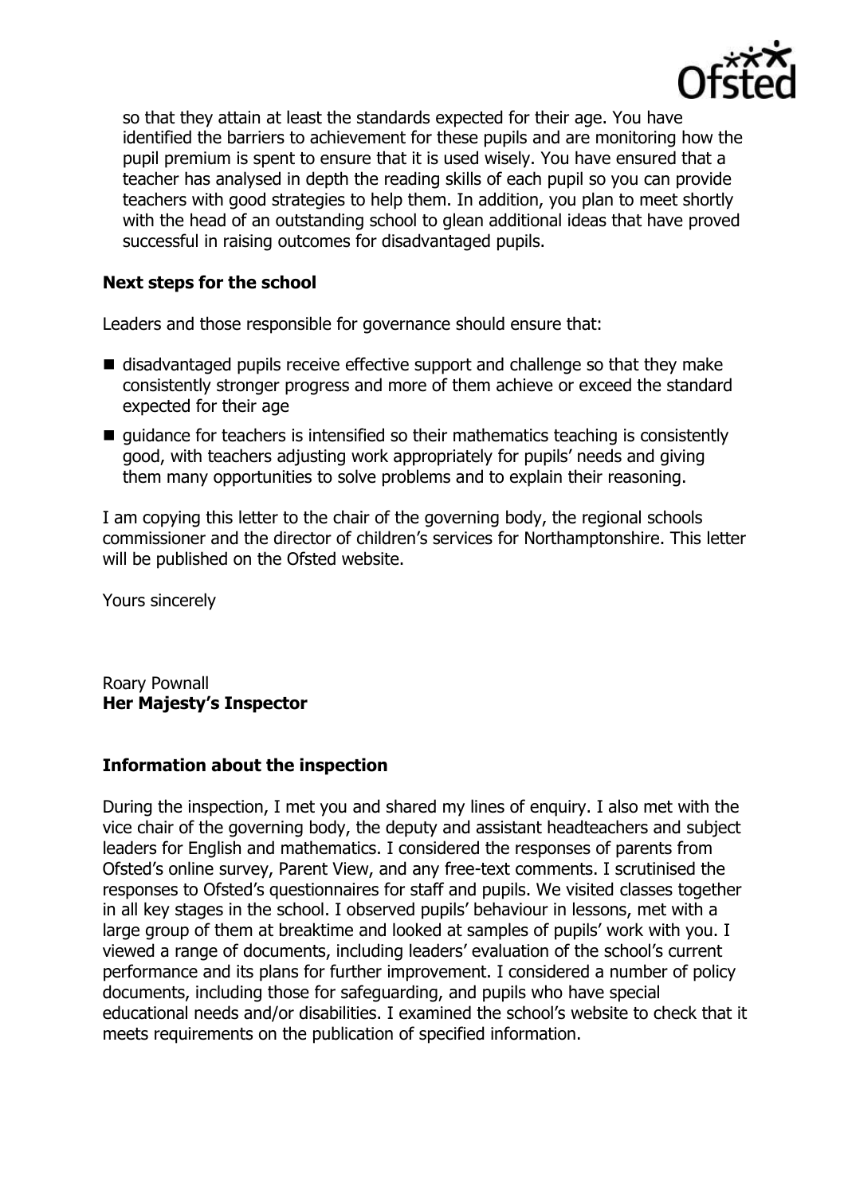so that they attain at least the standards expected for their age. You have identified the barriers to achievement for these pupils and are monitoring how the pupil premium is spent to ensure that it is used wisely. You have ensured that a teacher has analysed in depth the reading skills of each pupil so you can provide teachers with good strategies to help them. In addition, you plan to meet shortly with the head of an outstanding school to glean additional ideas that have proved successful in raising outcomes for disadvantaged pupils.

## Next steps for the school

Leaders and those responsible for governance should ensure that:

- disadvantaged pupils receive effective support and challenge so that they make consistently stronger progress and more of them achieve or exceed the standard expected for their age
- guidance for teachers is intensified so their mathematics teaching is consistently good, with teachers adjusting work appropriately for pupils' needs and giving them many opportunities to solve problems and to explain their reasoning.

I am copying this letter to the chair of the governing body, the regional schools commissioner and the director of children's services for Northamptonshire. This letter will be published on the Ofsted website.

Yours sincerely

Roary Pownall
**Her Majesty's Inspector**

## Information about the inspection

During the inspection, I met you and shared my lines of enquiry. I also met with the vice chair of the governing body, the deputy and assistant headteachers and subject leaders for English and mathematics. I considered the responses of parents from Ofsted's online survey, Parent View, and any free-text comments. I scrutinised the responses to Ofsted's questionnaires for staff and pupils. We visited classes together in all key stages in the school. I observed pupils' behaviour in lessons, met with a large group of them at breaktime and looked at samples of pupils' work with you. I viewed a range of documents, including leaders' evaluation of the school's current performance and its plans for further improvement. I considered a number of policy documents, including those for safeguarding, and pupils who have special educational needs and/or disabilities. I examined the school's website to check that it meets requirements on the publication of specified information.